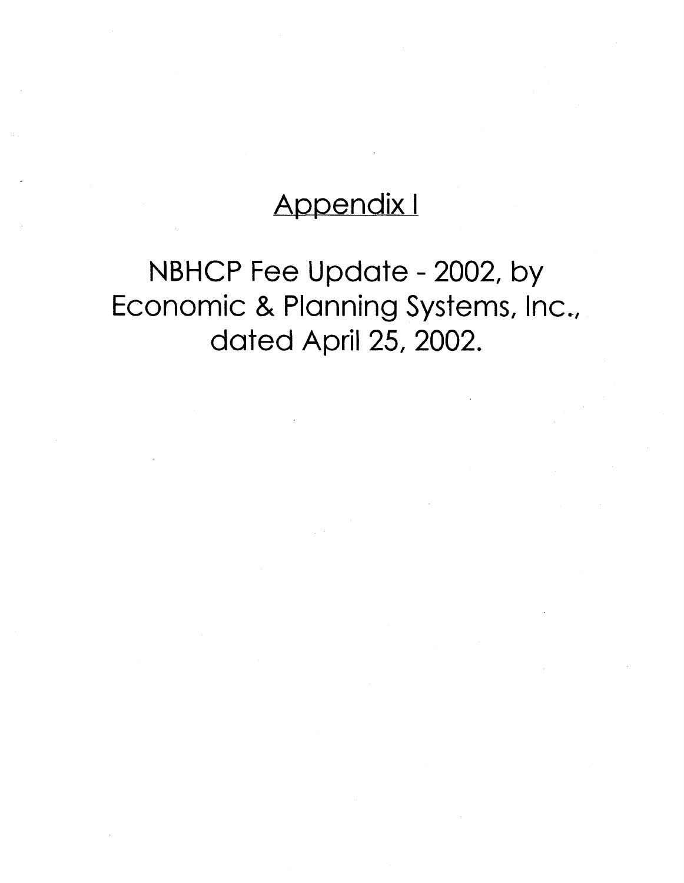# Appendix I

NBHCP Fee Update - 2002, by Economic & Planning Systems, Inc., dated April 25, 2002.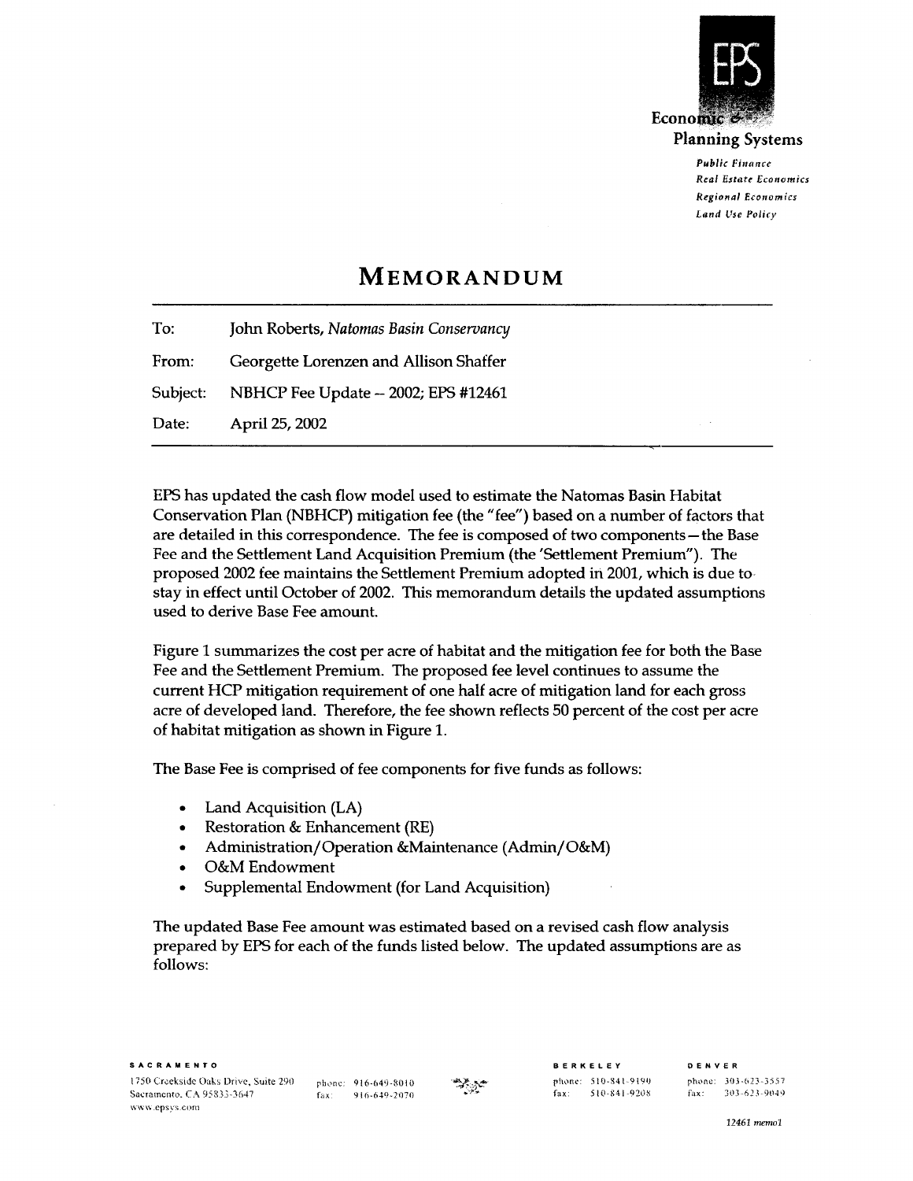Economic & Planning Systems

*Public Finance*
*Real Estate Economics*
*Regional Economics*
*Land Use Policy*

# MEMORANDUM

| | |
|---|---|
| To: | John Roberts, *Natomas Basin Conservancy* |
| From: | Georgette Lorenzen and Allison Shaffer |
| Subject: | NBHCP Fee Update – 2002; EPS #12461 |
| Date: | April 25, 2002 |

EPS has updated the cash flow model used to estimate the Natomas Basin Habitat Conservation Plan (NBHCP) mitigation fee (the "fee") based on a number of factors that are detailed in this correspondence. The fee is composed of two components—the Base Fee and the Settlement Land Acquisition Premium (the 'Settlement Premium"). The proposed 2002 fee maintains the Settlement Premium adopted in 2001, which is due to stay in effect until October of 2002. This memorandum details the updated assumptions used to derive Base Fee amount.

Figure 1 summarizes the cost per acre of habitat and the mitigation fee for both the Base Fee and the Settlement Premium. The proposed fee level continues to assume the current HCP mitigation requirement of one half acre of mitigation land for each gross acre of developed land. Therefore, the fee shown reflects 50 percent of the cost per acre of habitat mitigation as shown in Figure 1.

The Base Fee is comprised of fee components for five funds as follows:

- Land Acquisition (LA)
- Restoration & Enhancement (RE)
- Administration/Operation &Maintenance (Admin/O&M)
- O&M Endowment
- Supplemental Endowment (for Land Acquisition)

The updated Base Fee amount was estimated based on a revised cash flow analysis prepared by EPS for each of the funds listed below. The updated assumptions are as follows: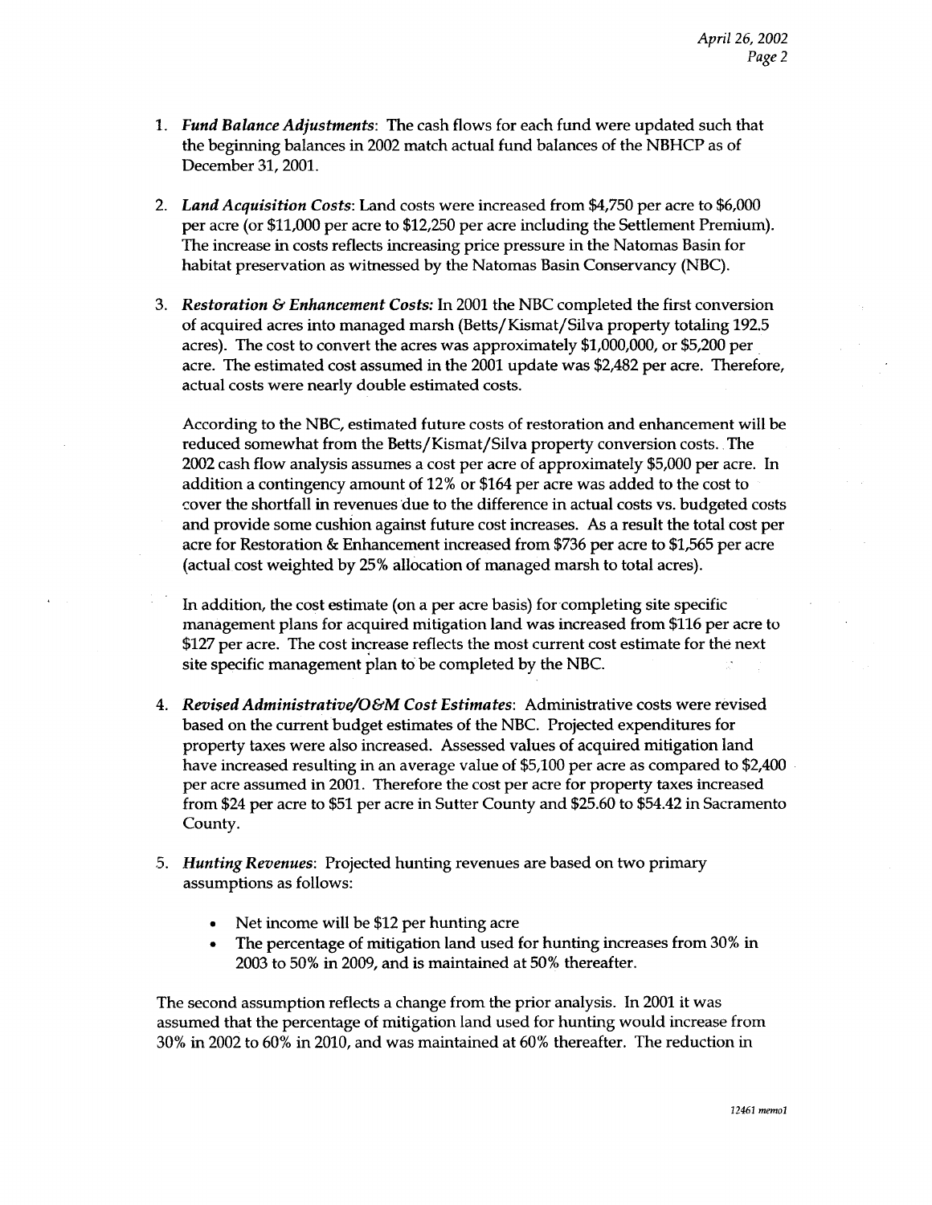1. ***Fund Balance Adjustments***: The cash flows for each fund were updated such that the beginning balances in 2002 match actual fund balances of the NBHCP as of December 31, 2001.

2. ***Land Acquisition Costs***: Land costs were increased from $4,750 per acre to $6,000 per acre (or $11,000 per acre to $12,250 per acre including the Settlement Premium). The increase in costs reflects increasing price pressure in the Natomas Basin for habitat preservation as witnessed by the Natomas Basin Conservancy (NBC).

3. ***Restoration & Enhancement Costs:*** In 2001 the NBC completed the first conversion of acquired acres into managed marsh (Betts/Kismat/Silva property totaling 192.5 acres). The cost to convert the acres was approximately $1,000,000, or $5,200 per acre. The estimated cost assumed in the 2001 update was $2,482 per acre. Therefore, actual costs were nearly double estimated costs.

   According to the NBC, estimated future costs of restoration and enhancement will be reduced somewhat from the Betts/Kismat/Silva property conversion costs. The 2002 cash flow analysis assumes a cost per acre of approximately $5,000 per acre. In addition a contingency amount of 12% or $164 per acre was added to the cost to cover the shortfall in revenues due to the difference in actual costs vs. budgeted costs and provide some cushion against future cost increases. As a result the total cost per acre for Restoration & Enhancement increased from $736 per acre to $1,565 per acre (actual cost weighted by 25% allocation of managed marsh to total acres).

   In addition, the cost estimate (on a per acre basis) for completing site specific management plans for acquired mitigation land was increased from $116 per acre to $127 per acre. The cost increase reflects the most current cost estimate for the next site specific management plan to be completed by the NBC.

4. ***Revised Administrative/O&M Cost Estimates***: Administrative costs were revised based on the current budget estimates of the NBC. Projected expenditures for property taxes were also increased. Assessed values of acquired mitigation land have increased resulting in an average value of $5,100 per acre as compared to $2,400 per acre assumed in 2001. Therefore the cost per acre for property taxes increased from $24 per acre to $51 per acre in Sutter County and $25.60 to $54.42 in Sacramento County.

5. ***Hunting Revenues***: Projected hunting revenues are based on two primary assumptions as follows:

   - Net income will be $12 per hunting acre
   - The percentage of mitigation land used for hunting increases from 30% in 2003 to 50% in 2009, and is maintained at 50% thereafter.

The second assumption reflects a change from the prior analysis. In 2001 it was assumed that the percentage of mitigation land used for hunting would increase from 30% in 2002 to 60% in 2010, and was maintained at 60% thereafter. The reduction in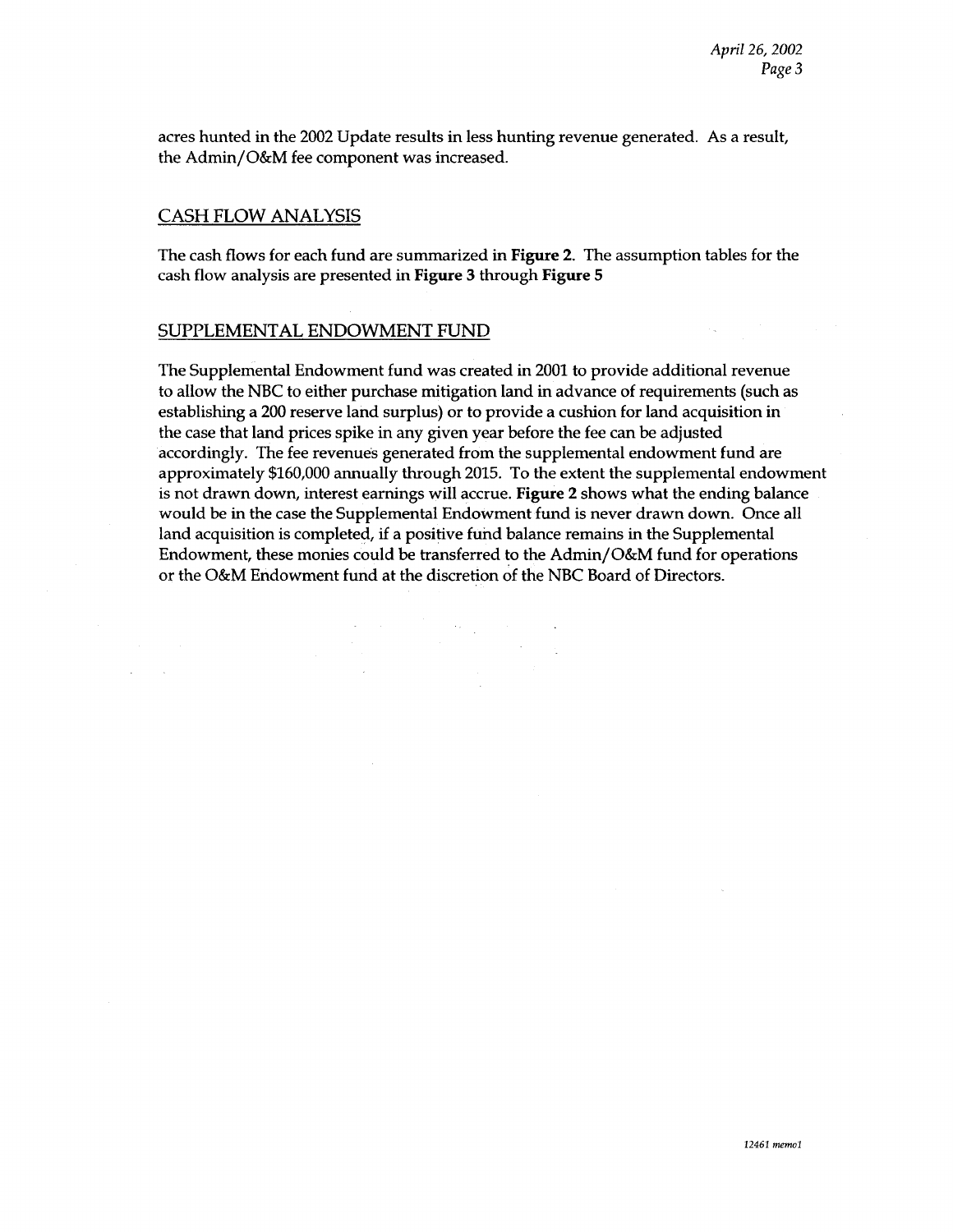acres hunted in the 2002 Update results in less hunting revenue generated. As a result, the Admin/O&M fee component was increased.

## CASH FLOW ANALYSIS

The cash flows for each fund are summarized in **Figure 2**. The assumption tables for the cash flow analysis are presented in **Figure 3** through **Figure 5**

## SUPPLEMENTAL ENDOWMENT FUND

The Supplemental Endowment fund was created in 2001 to provide additional revenue to allow the NBC to either purchase mitigation land in advance of requirements (such as establishing a 200 reserve land surplus) or to provide a cushion for land acquisition in the case that land prices spike in any given year before the fee can be adjusted accordingly. The fee revenues generated from the supplemental endowment fund are approximately $160,000 annually through 2015. To the extent the supplemental endowment is not drawn down, interest earnings will accrue. **Figure 2** shows what the ending balance would be in the case the Supplemental Endowment fund is never drawn down. Once all land acquisition is completed, if a positive fund balance remains in the Supplemental Endowment, these monies could be transferred to the Admin/O&M fund for operations or the O&M Endowment fund at the discretion of the NBC Board of Directors.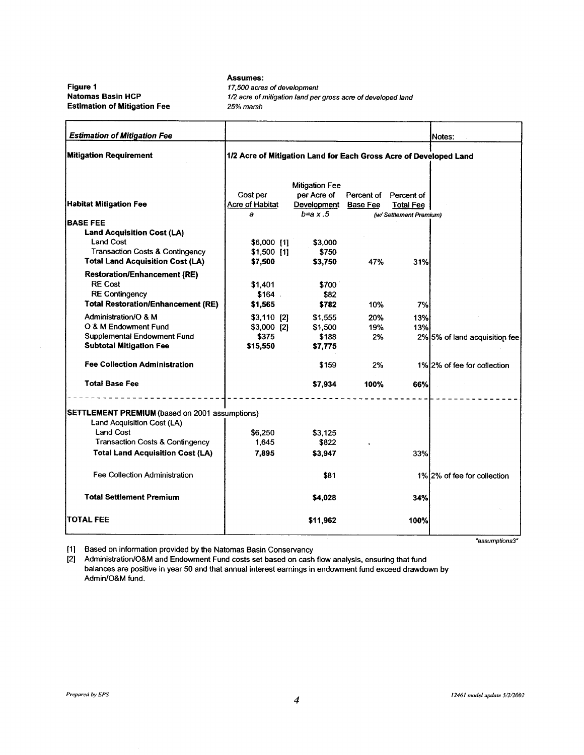**Figure 1**
**Natomas Basin HCP**
**Estimation of Mitigation Fee**

**Assumes:**
*17,500 acres of development*
*1/2 acre of mitigation land per gross acre of developed land*
*25% marsh*

| ***Estimation of Mitigation Fee*** | | | | | Notes: |
|---|---|---|---|---|---|
| **Mitigation Requirement** | **1/2 Acre of Mitigation Land for Each Gross Acre of Developed Land** | | | | |
| **Habitat Mitigation Fee** | Cost per Acre of Habitat<br>*a* | Mitigation Fee per Acre of Development<br>*b=a x .5* | Percent of Base Fee | Percent of Total Fee<br>*(w/ Settlement Premium)* | |
| **BASE FEE** | | | | | |
| **Land Acquisition Cost (LA)** | | | | | |
| Land Cost | $6,000 [1] | $3,000 | | | |
| Transaction Costs & Contingency | $1,500 [1] | $750 | | | |
| **Total Land Acquisition Cost (LA)** | **$7,500** | **$3,750** | 47% | 31% | |
| **Restoration/Enhancement (RE)** | | | | | |
| RE Cost | $1,401 | $700 | | | |
| RE Contingency | $164 | $82 | | | |
| **Total Restoration/Enhancement (RE)** | **$1,565** | **$782** | 10% | 7% | |
| Administration/O & M | $3,110 [2] | $1,555 | 20% | 13% | |
| O & M Endowment Fund | $3,000 [2] | $1,500 | 19% | 13% | |
| Supplemental Endowment Fund | $375 | $188 | 2% | 2% | 5% of land acquisition fee |
| **Subtotal Mitigation Fee** | **$15,550** | **$7,775** | | | |
| **Fee Collection Administration** | | $159 | 2% | 1% | 2% of fee for collection |
| **Total Base Fee** | | **$7,934** | **100%** | **66%** | |
| **SETTLEMENT PREMIUM** (based on 2001 assumptions) | | | | | |
| Land Acquisition Cost (LA) | | | | | |
| Land Cost | $6,250 | $3,125 | | | |
| Transaction Costs & Contingency | 1,645 | $822 | | | |
| **Total Land Acquisition Cost (LA)** | **7,895** | **$3,947** | | **33%** | |
| Fee Collection Administration | | $81 | | 1% | 2% of fee for collection |
| **Total Settlement Premium** | | **$4,028** | | **34%** | |
| **TOTAL FEE** | | **$11,962** | | **100%** | |

*"assumptions3"*

[1] Based on information provided by the Natomas Basin Conservancy
[2] Administration/O&M and Endowment Fund costs set based on cash flow analysis, ensuring that fund balances are positive in year 50 and that annual interest earnings in endowment fund exceed drawdown by Admin/O&M fund.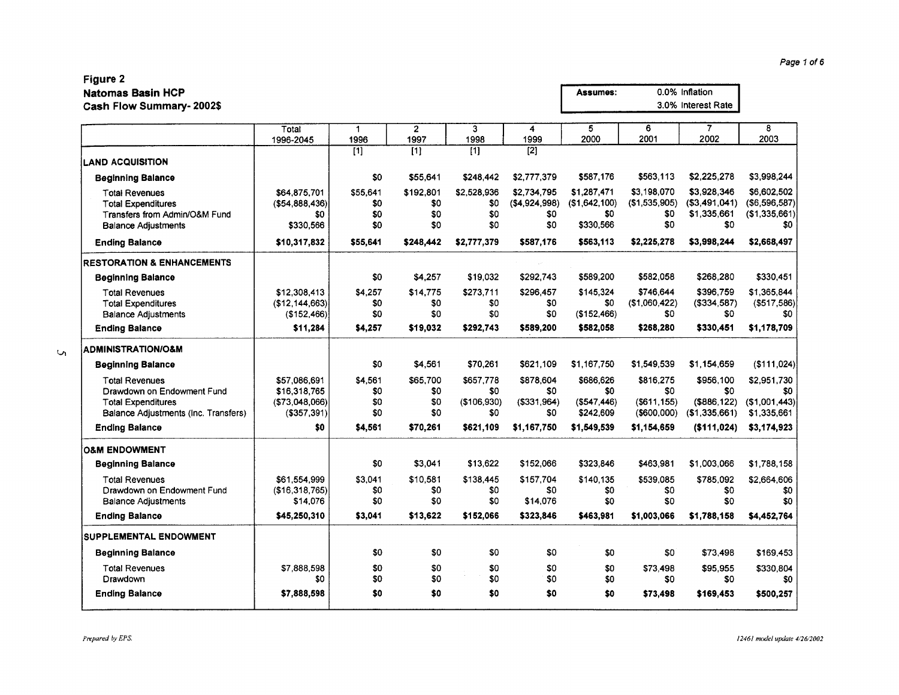## Figure 2
## Natomas Basin HCP
## Cash Flow Summary- 2002$

| Assumes: | 0.0% Inflation |
|---|---|
| | 3.0% Interest Rate |

| | Total 1996-2045 | 1 1996 [1] | 2 1997 [1] | 3 1998 [1] | 4 1999 [2] | 5 2000 | 6 2001 | 7 2002 | 8 2003 |
|---|---|---|---|---|---|---|---|---|---|
| **LAND ACQUISITION** | | | | | | | | | |
| **Beginning Balance** | | $0 | $55,641 | $248,442 | $2,777,379 | $587,176 | $563,113 | $2,225,278 | $3,998,244 |
| Total Revenues | $64,875,701 | $55,641 | $192,801 | $2,528,936 | $2,734,795 | $1,287,471 | $3,198,070 | $3,928,346 | $6,602,502 |
| Total Expenditures | ($54,888,436) | $0 | $0 | $0 | ($4,924,998) | ($1,642,100) | ($1,535,905) | ($3,491,041) | ($6,596,587) |
| Transfers from Admin/O&M Fund | $0 | $0 | $0 | $0 | $0 | $0 | $0 | $1,335,661 | ($1,335,661) |
| Balance Adjustments | $330,566 | $0 | $0 | $0 | $0 | $330,566 | $0 | $0 | $0 |
| **Ending Balance** | **$10,317,832** | **$55,641** | **$248,442** | **$2,777,379** | **$587,176** | **$563,113** | **$2,225,278** | **$3,998,244** | **$2,668,497** |
| **RESTORATION & ENHANCEMENTS** | | | | | | | | | |
| **Beginning Balance** | | $0 | $4,257 | $19,032 | $292,743 | $589,200 | $582,058 | $268,280 | $330,451 |
| Total Revenues | $12,308,413 | $4,257 | $14,775 | $273,711 | $296,457 | $145,324 | $746,644 | $396,759 | $1,365,844 |
| Total Expenditures | ($12,144,663) | $0 | $0 | $0 | $0 | $0 | ($1,060,422) | ($334,587) | ($517,586) |
| Balance Adjustments | ($152,466) | $0 | $0 | $0 | $0 | ($152,466) | $0 | $0 | $0 |
| **Ending Balance** | **$11,284** | **$4,257** | **$19,032** | **$292,743** | **$589,200** | **$582,058** | **$268,280** | **$330,451** | **$1,178,709** |
| **ADMINISTRATION/O&M** | | | | | | | | | |
| **Beginning Balance** | | $0 | $4,561 | $70,261 | $621,109 | $1,167,750 | $1,549,539 | $1,154,659 | ($111,024) |
| Total Revenues | $57,086,691 | $4,561 | $65,700 | $657,778 | $878,604 | $686,626 | $816,275 | $956,100 | $2,951,730 |
| Drawdown on Endowment Fund | $16,318,765 | $0 | $0 | $0 | $0 | $0 | $0 | $0 | $0 |
| Total Expenditures | ($73,048,066) | $0 | $0 | ($106,930) | ($331,964) | ($547,446) | ($611,155) | ($886,122) | ($1,001,443) |
| Balance Adjustments (Inc. Transfers) | ($357,391) | $0 | $0 | $0 | $0 | $242,609 | ($600,000) | ($1,335,661) | $1,335,661 |
| **Ending Balance** | **$0** | **$4,561** | **$70,261** | **$621,109** | **$1,167,750** | **$1,549,539** | **$1,154,659** | **($111,024)** | **$3,174,923** |
| **O&M ENDOWMENT** | | | | | | | | | |
| **Beginning Balance** | | $0 | $3,041 | $13,622 | $152,066 | $323,846 | $463,981 | $1,003,066 | $1,788,158 |
| Total Revenues | $61,554,999 | $3,041 | $10,581 | $138,445 | $157,704 | $140,135 | $539,085 | $785,092 | $2,664,606 |
| Drawdown on Endowment Fund | ($16,318,765) | $0 | $0 | $0 | $0 | $0 | $0 | $0 | $0 |
| Balance Adjustments | $14,076 | $0 | $0 | $0 | $14,076 | $0 | $0 | $0 | $0 |
| **Ending Balance** | **$45,250,310** | **$3,041** | **$13,622** | **$152,066** | **$323,846** | **$463,981** | **$1,003,066** | **$1,788,158** | **$4,452,764** |
| **SUPPLEMENTAL ENDOWMENT** | | | | | | | | | |
| **Beginning Balance** | | $0 | $0 | $0 | $0 | $0 | $0 | $73,498 | $169,453 |
| Total Revenues | $7,888,598 | $0 | $0 | $0 | $0 | $0 | $73,498 | $95,955 | $330,804 |
| Drawdown | $0 | $0 | $0 | $0 | $0 | $0 | $0 | $0 | $0 |
| **Ending Balance** | **$7,888,598** | **$0** | **$0** | **$0** | **$0** | **$0** | **$73,498** | **$169,453** | **$500,257** |

*Prepared by EPS.*

*12461 model update 4/26/2002*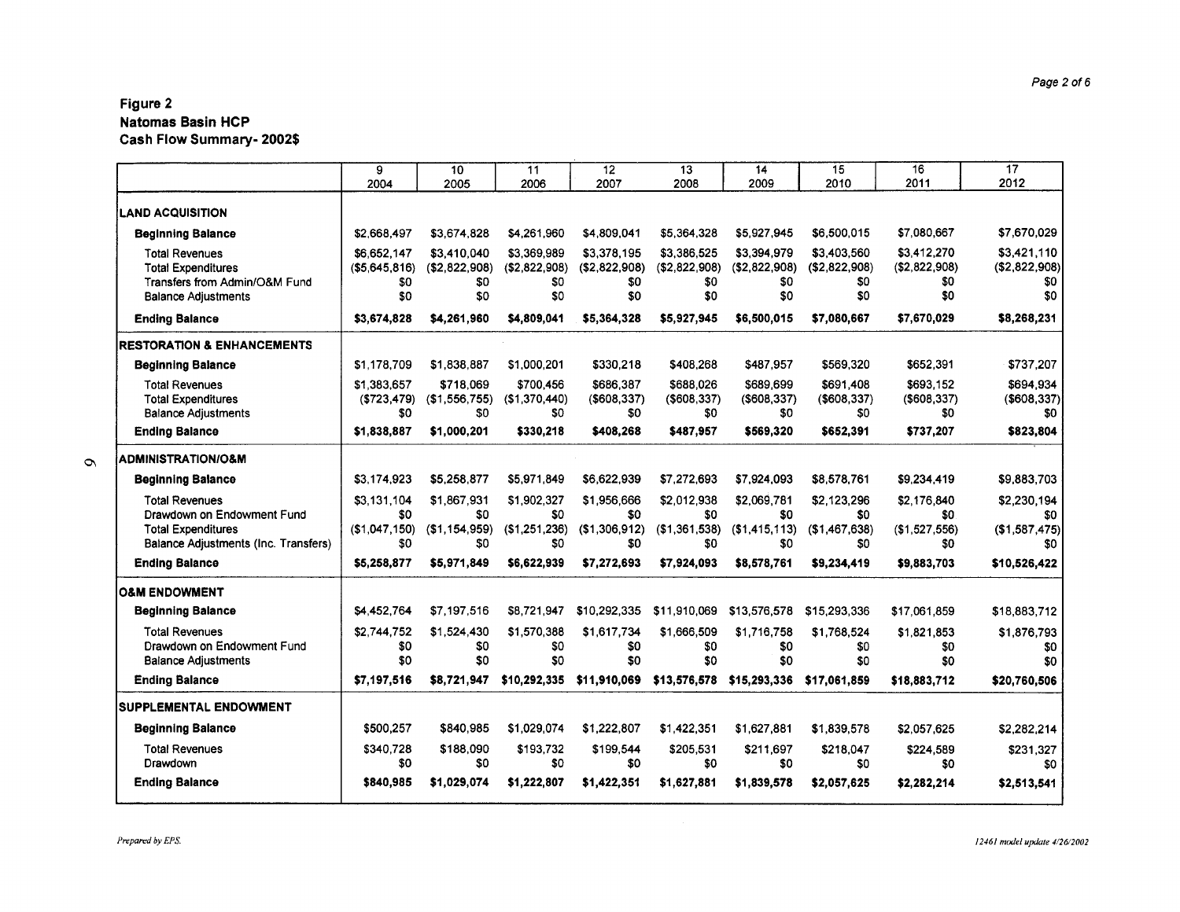## Figure 2
## Natomas Basin HCP
## Cash Flow Summary- 2002$

| | 9<br>2004 | 10<br>2005 | 11<br>2006 | 12<br>2007 | 13<br>2008 | 14<br>2009 | 15<br>2010 | 16<br>2011 | 17<br>2012 |
|---|---|---|---|---|---|---|---|---|---|
| **LAND ACQUISITION** | | | | | | | | | |
| **Beginning Balance** | $2,668,497 | $3,674,828 | $4,261,960 | $4,809,041 | $5,364,328 | $5,927,945 | $6,500,015 | $7,080,667 | $7,670,029 |
| Total Revenues | $6,652,147 | $3,410,040 | $3,369,989 | $3,378,195 | $3,386,525 | $3,394,979 | $3,403,560 | $3,412,270 | $3,421,110 |
| Total Expenditures | ($5,645,816) | ($2,822,908) | ($2,822,908) | ($2,822,908) | ($2,822,908) | ($2,822,908) | ($2,822,908) | ($2,822,908) | ($2,822,908) |
| Transfers from Admin/O&M Fund | $0 | $0 | $0 | $0 | $0 | $0 | $0 | $0 | $0 |
| Balance Adjustments | $0 | $0 | $0 | $0 | $0 | $0 | $0 | $0 | $0 |
| **Ending Balance** | **$3,674,828** | **$4,261,960** | **$4,809,041** | **$5,364,328** | **$5,927,945** | **$6,500,015** | **$7,080,667** | **$7,670,029** | **$8,268,231** |
| **RESTORATION & ENHANCEMENTS** | | | | | | | | | |
| **Beginning Balance** | $1,178,709 | $1,838,887 | $1,000,201 | $330,218 | $408,268 | $487,957 | $569,320 | $652,391 | $737,207 |
| Total Revenues | $1,383,657 | $718,069 | $700,456 | $686,387 | $688,026 | $689,699 | $691,408 | $693,152 | $694,934 |
| Total Expenditures | ($723,479) | ($1,556,755) | ($1,370,440) | ($608,337) | ($608,337) | ($608,337) | ($608,337) | ($608,337) | ($608,337) |
| Balance Adjustments | $0 | $0 | $0 | $0 | $0 | $0 | $0 | $0 | $0 |
| **Ending Balance** | **$1,838,887** | **$1,000,201** | **$330,218** | **$408,268** | **$487,957** | **$569,320** | **$652,391** | **$737,207** | **$823,804** |
| **ADMINISTRATION/O&M** | | | | | | | | | |
| **Beginning Balance** | $3,174,923 | $5,258,877 | $5,971,849 | $6,622,939 | $7,272,693 | $7,924,093 | $8,578,761 | $9,234,419 | $9,883,703 |
| Total Revenues | $3,131,104 | $1,867,931 | $1,902,327 | $1,956,666 | $2,012,938 | $2,069,781 | $2,123,296 | $2,176,840 | $2,230,194 |
| Drawdown on Endowment Fund | $0 | $0 | $0 | $0 | $0 | $0 | $0 | $0 | $0 |
| Total Expenditures | ($1,047,150) | ($1,154,959) | ($1,251,236) | ($1,306,912) | ($1,361,538) | ($1,415,113) | ($1,467,638) | ($1,527,556) | ($1,587,475) |
| Balance Adjustments (Inc. Transfers) | $0 | $0 | $0 | $0 | $0 | $0 | $0 | $0 | $0 |
| **Ending Balance** | **$5,258,877** | **$5,971,849** | **$6,622,939** | **$7,272,693** | **$7,924,093** | **$8,578,761** | **$9,234,419** | **$9,883,703** | **$10,526,422** |
| **O&M ENDOWMENT** | | | | | | | | | |
| **Beginning Balance** | $4,452,764 | $7,197,516 | $8,721,947 | $10,292,335 | $11,910,069 | $13,576,578 | $15,293,336 | $17,061,859 | $18,883,712 |
| Total Revenues | $2,744,752 | $1,524,430 | $1,570,388 | $1,617,734 | $1,666,509 | $1,716,758 | $1,768,524 | $1,821,853 | $1,876,793 |
| Drawdown on Endowment Fund | $0 | $0 | $0 | $0 | $0 | $0 | $0 | $0 | $0 |
| Balance Adjustments | $0 | $0 | $0 | $0 | $0 | $0 | $0 | $0 | $0 |
| **Ending Balance** | **$7,197,516** | **$8,721,947** | **$10,292,335** | **$11,910,069** | **$13,576,578** | **$15,293,336** | **$17,061,859** | **$18,883,712** | **$20,760,506** |
| **SUPPLEMENTAL ENDOWMENT** | | | | | | | | | |
| **Beginning Balance** | $500,257 | $840,985 | $1,029,074 | $1,222,807 | $1,422,351 | $1,627,881 | $1,839,578 | $2,057,625 | $2,282,214 |
| Total Revenues | $340,728 | $188,090 | $193,732 | $199,544 | $205,531 | $211,697 | $218,047 | $224,589 | $231,327 |
| Drawdown | $0 | $0 | $0 | $0 | $0 | $0 | $0 | $0 | $0 |
| **Ending Balance** | **$840,985** | **$1,029,074** | **$1,222,807** | **$1,422,351** | **$1,627,881** | **$1,839,578** | **$2,057,625** | **$2,282,214** | **$2,513,541** |

*Prepared by EPS.*

*12461 model update 4/26/2002*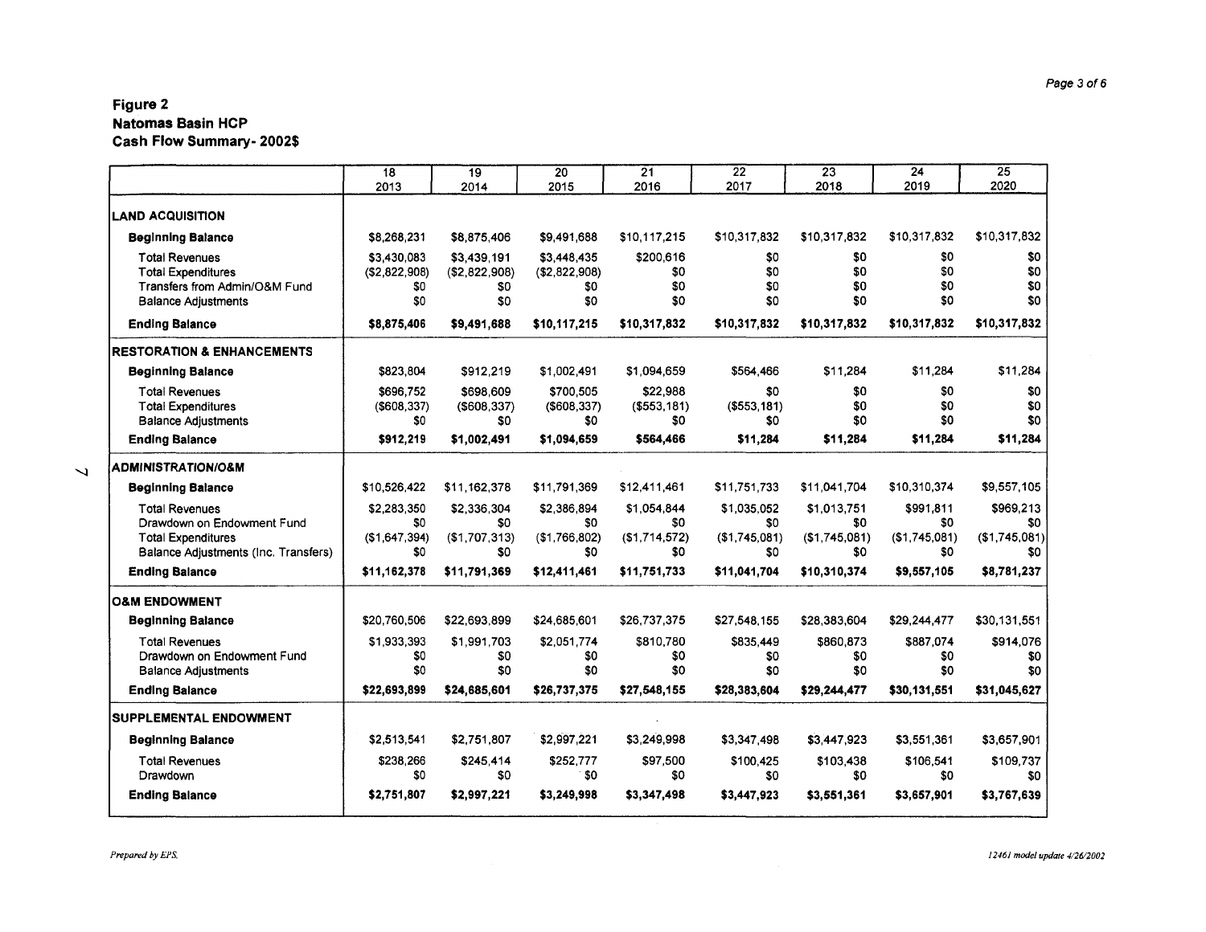## Figure 2
## Natomas Basin HCP
## Cash Flow Summary- 2002$

| | 18<br>2013 | 19<br>2014 | 20<br>2015 | 21<br>2016 | 22<br>2017 | 23<br>2018 | 24<br>2019 | 25<br>2020 |
|---|---|---|---|---|---|---|---|---|
| **LAND ACQUISITION** | | | | | | | | |
| **Beginning Balance** | $8,268,231 | $8,875,406 | $9,491,688 | $10,117,215 | $10,317,832 | $10,317,832 | $10,317,832 | $10,317,832 |
| Total Revenues | $3,430,083 | $3,439,191 | $3,448,435 | $200,616 | $0 | $0 | $0 | $0 |
| Total Expenditures | ($2,822,908) | ($2,822,908) | ($2,822,908) | $0 | $0 | $0 | $0 | $0 |
| Transfers from Admin/O&M Fund | $0 | $0 | $0 | $0 | $0 | $0 | $0 | $0 |
| Balance Adjustments | $0 | $0 | $0 | $0 | $0 | $0 | $0 | $0 |
| **Ending Balance** | **$8,875,406** | **$9,491,688** | **$10,117,215** | **$10,317,832** | **$10,317,832** | **$10,317,832** | **$10,317,832** | **$10,317,832** |
| **RESTORATION & ENHANCEMENTS** | | | | | | | | |
| **Beginning Balance** | $823,804 | $912,219 | $1,002,491 | $1,094,659 | $564,466 | $11,284 | $11,284 | $11,284 |
| Total Revenues | $696,752 | $698,609 | $700,505 | $22,988 | $0 | $0 | $0 | $0 |
| Total Expenditures | ($608,337) | ($608,337) | ($608,337) | ($553,181) | ($553,181) | $0 | $0 | $0 |
| Balance Adjustments | $0 | $0 | $0 | $0 | $0 | $0 | $0 | $0 |
| **Ending Balance** | **$912,219** | **$1,002,491** | **$1,094,659** | **$564,466** | **$11,284** | **$11,284** | **$11,284** | **$11,284** |
| **ADMINISTRATION/O&M** | | | | | | | | |
| **Beginning Balance** | $10,526,422 | $11,162,378 | $11,791,369 | $12,411,461 | $11,751,733 | $11,041,704 | $10,310,374 | $9,557,105 |
| Total Revenues | $2,283,350 | $2,336,304 | $2,386,894 | $1,054,844 | $1,035,052 | $1,013,751 | $991,811 | $969,213 |
| Drawdown on Endowment Fund | $0 | $0 | $0 | $0 | $0 | $0 | $0 | $0 |
| Total Expenditures | ($1,647,394) | ($1,707,313) | ($1,766,802) | ($1,714,572) | ($1,745,081) | ($1,745,081) | ($1,745,081) | ($1,745,081) |
| Balance Adjustments (Inc. Transfers) | $0 | $0 | $0 | $0 | $0 | $0 | $0 | $0 |
| **Ending Balance** | **$11,162,378** | **$11,791,369** | **$12,411,461** | **$11,751,733** | **$11,041,704** | **$10,310,374** | **$9,557,105** | **$8,781,237** |
| **O&M ENDOWMENT** | | | | | | | | |
| **Beginning Balance** | $20,760,506 | $22,693,899 | $24,685,601 | $26,737,375 | $27,548,155 | $28,383,604 | $29,244,477 | $30,131,551 |
| Total Revenues | $1,933,393 | $1,991,703 | $2,051,774 | $810,780 | $835,449 | $860,873 | $887,074 | $914,076 |
| Drawdown on Endowment Fund | $0 | $0 | $0 | $0 | $0 | $0 | $0 | $0 |
| Balance Adjustments | $0 | $0 | $0 | $0 | $0 | $0 | $0 | $0 |
| **Ending Balance** | **$22,693,899** | **$24,685,601** | **$26,737,375** | **$27,548,155** | **$28,383,604** | **$29,244,477** | **$30,131,551** | **$31,045,627** |
| **SUPPLEMENTAL ENDOWMENT** | | | | | | | | |
| **Beginning Balance** | $2,513,541 | $2,751,807 | $2,997,221 | $3,249,998 | $3,347,498 | $3,447,923 | $3,551,361 | $3,657,901 |
| Total Revenues | $238,266 | $245,414 | $252,777 | $97,500 | $100,425 | $103,438 | $106,541 | $109,737 |
| Drawdown | $0 | $0 | $0 | $0 | $0 | $0 | $0 | $0 |
| **Ending Balance** | **$2,751,807** | **$2,997,221** | **$3,249,998** | **$3,347,498** | **$3,447,923** | **$3,551,361** | **$3,657,901** | **$3,767,639** |

*Prepared by EPS.*

*12461 model update 4/26/2002*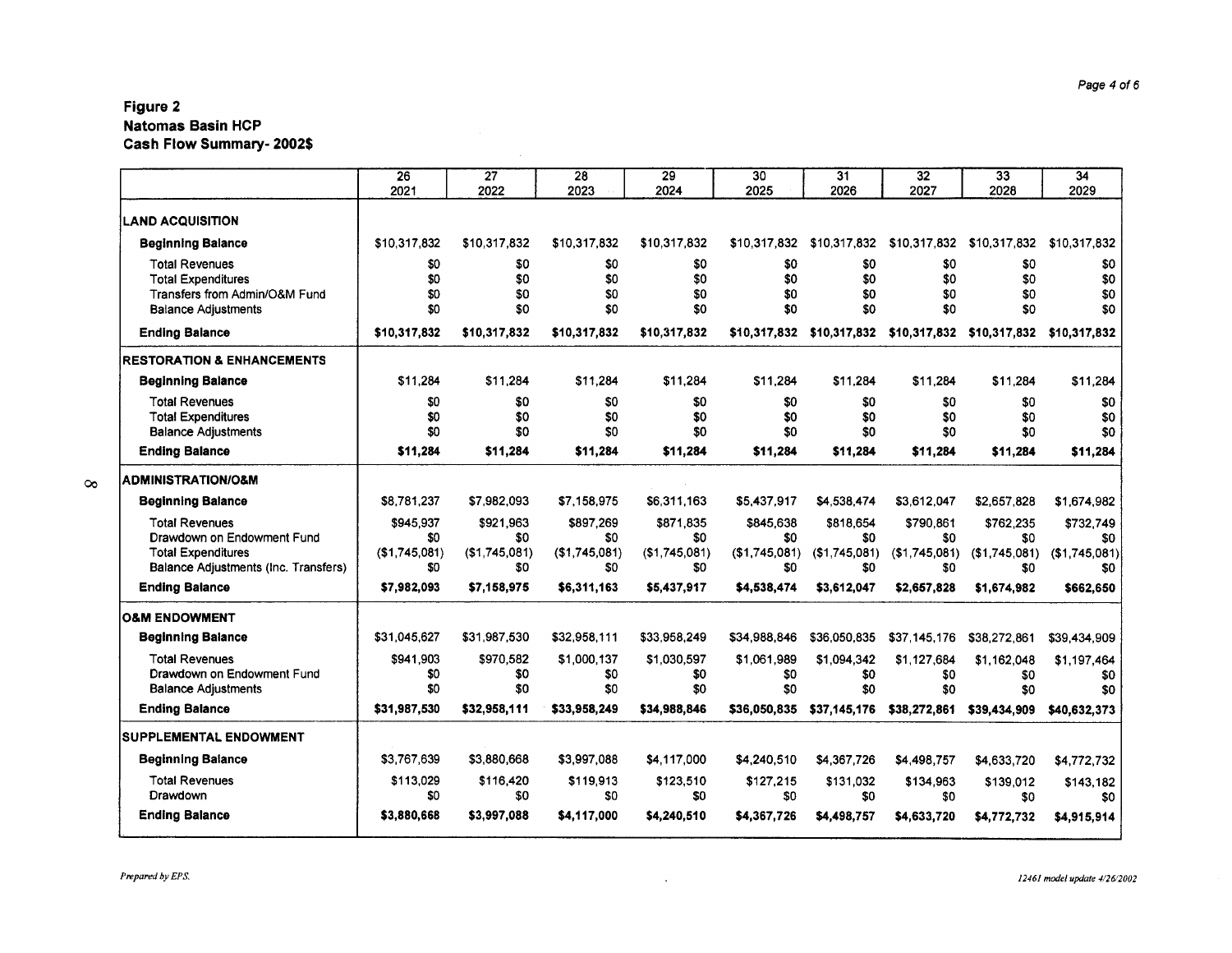**Figure 2**
**Natomas Basin HCP**
**Cash Flow Summary- 2002$**

| | 26<br>2021 | 27<br>2022 | 28<br>2023 | 29<br>2024 | 30<br>2025 | 31<br>2026 | 32<br>2027 | 33<br>2028 | 34<br>2029 |
|---|---|---|---|---|---|---|---|---|---|
| **LAND ACQUISITION** | | | | | | | | | |
| **Beginning Balance** | $10,317,832 | $10,317,832 | $10,317,832 | $10,317,832 | $10,317,832 | $10,317,832 | $10,317,832 | $10,317,832 | $10,317,832 |
| Total Revenues | $0 | $0 | $0 | $0 | $0 | $0 | $0 | $0 | $0 |
| Total Expenditures | $0 | $0 | $0 | $0 | $0 | $0 | $0 | $0 | $0 |
| Transfers from Admin/O&M Fund | $0 | $0 | $0 | $0 | $0 | $0 | $0 | $0 | $0 |
| Balance Adjustments | $0 | $0 | $0 | $0 | $0 | $0 | $0 | $0 | $0 |
| **Ending Balance** | **$10,317,832** | **$10,317,832** | **$10,317,832** | **$10,317,832** | **$10,317,832** | **$10,317,832** | **$10,317,832** | **$10,317,832** | **$10,317,832** |
| **RESTORATION & ENHANCEMENTS** | | | | | | | | | |
| **Beginning Balance** | $11,284 | $11,284 | $11,284 | $11,284 | $11,284 | $11,284 | $11,284 | $11,284 | $11,284 |
| Total Revenues | $0 | $0 | $0 | $0 | $0 | $0 | $0 | $0 | $0 |
| Total Expenditures | $0 | $0 | $0 | $0 | $0 | $0 | $0 | $0 | $0 |
| Balance Adjustments | $0 | $0 | $0 | $0 | $0 | $0 | $0 | $0 | $0 |
| **Ending Balance** | **$11,284** | **$11,284** | **$11,284** | **$11,284** | **$11,284** | **$11,284** | **$11,284** | **$11,284** | **$11,284** |
| **ADMINISTRATION/O&M** | | | | | | | | | |
| **Beginning Balance** | $8,781,237 | $7,982,093 | $7,158,975 | $6,311,163 | $5,437,917 | $4,538,474 | $3,612,047 | $2,657,828 | $1,674,982 |
| Total Revenues | $945,937 | $921,963 | $897,269 | $871,835 | $845,638 | $818,654 | $790,861 | $762,235 | $732,749 |
| Drawdown on Endowment Fund | $0 | $0 | $0 | $0 | $0 | $0 | $0 | $0 | $0 |
| Total Expenditures | ($1,745,081) | ($1,745,081) | ($1,745,081) | ($1,745,081) | ($1,745,081) | ($1,745,081) | ($1,745,081) | ($1,745,081) | ($1,745,081) |
| Balance Adjustments (Inc. Transfers) | $0 | $0 | $0 | $0 | $0 | $0 | $0 | $0 | $0 |
| **Ending Balance** | **$7,982,093** | **$7,158,975** | **$6,311,163** | **$5,437,917** | **$4,538,474** | **$3,612,047** | **$2,657,828** | **$1,674,982** | **$662,650** |
| **O&M ENDOWMENT** | | | | | | | | | |
| **Beginning Balance** | $31,045,627 | $31,987,530 | $32,958,111 | $33,958,249 | $34,988,846 | $36,050,835 | $37,145,176 | $38,272,861 | $39,434,909 |
| Total Revenues | $941,903 | $970,582 | $1,000,137 | $1,030,597 | $1,061,989 | $1,094,342 | $1,127,684 | $1,162,048 | $1,197,464 |
| Drawdown on Endowment Fund | $0 | $0 | $0 | $0 | $0 | $0 | $0 | $0 | $0 |
| Balance Adjustments | $0 | $0 | $0 | $0 | $0 | $0 | $0 | $0 | $0 |
| **Ending Balance** | **$31,987,530** | **$32,958,111** | **$33,958,249** | **$34,988,846** | **$36,050,835** | **$37,145,176** | **$38,272,861** | **$39,434,909** | **$40,632,373** |
| **SUPPLEMENTAL ENDOWMENT** | | | | | | | | | |
| **Beginning Balance** | $3,767,639 | $3,880,668 | $3,997,088 | $4,117,000 | $4,240,510 | $4,367,726 | $4,498,757 | $4,633,720 | $4,772,732 |
| Total Revenues | $113,029 | $116,420 | $119,913 | $123,510 | $127,215 | $131,032 | $134,963 | $139,012 | $143,182 |
| Drawdown | $0 | $0 | $0 | $0 | $0 | $0 | $0 | $0 | $0 |
| **Ending Balance** | **$3,880,668** | **$3,997,088** | **$4,117,000** | **$4,240,510** | **$4,367,726** | **$4,498,757** | **$4,633,720** | **$4,772,732** | **$4,915,914** |

*Prepared by EPS.*

*12461 model update 4/26/2002*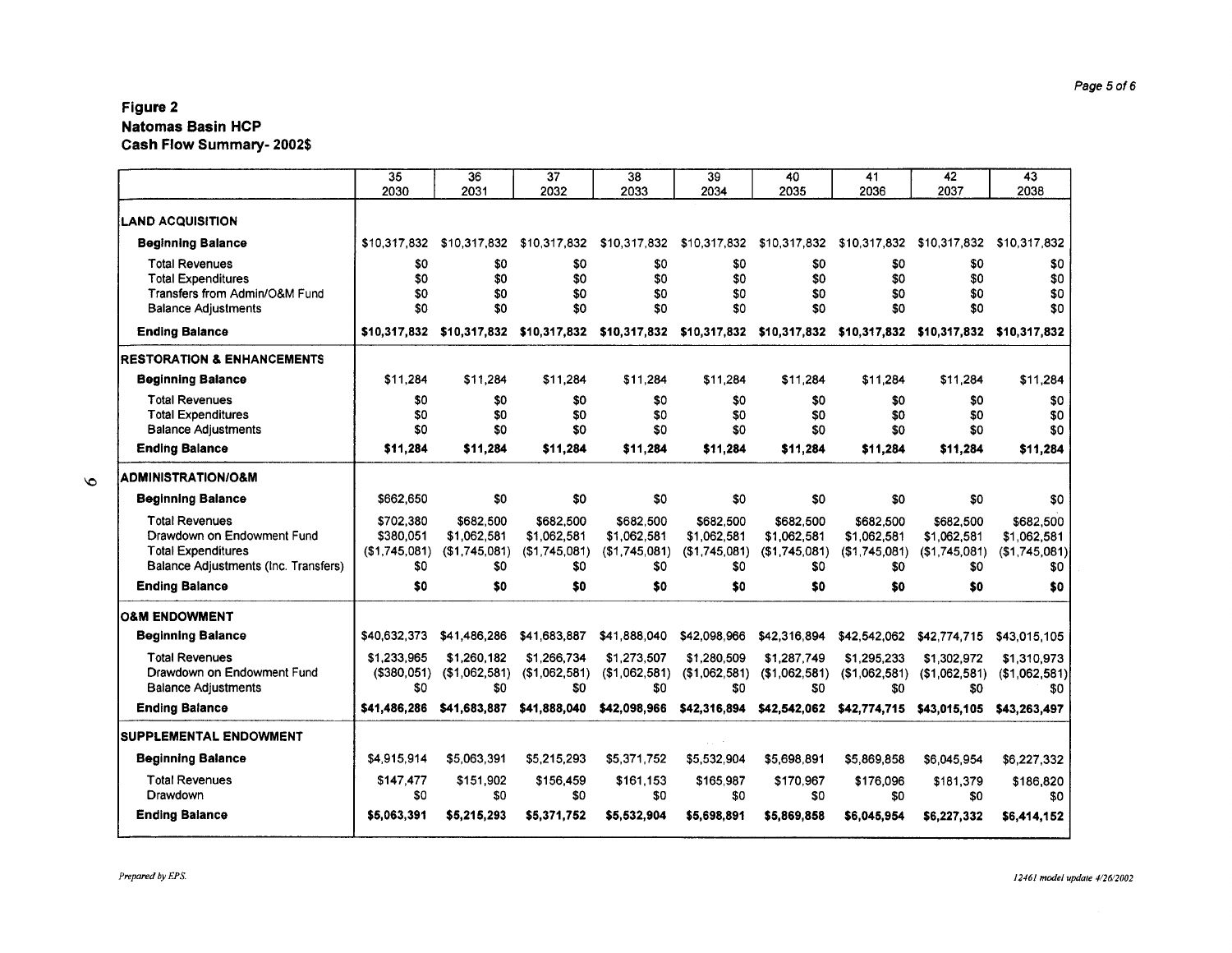## Figure 2
## Natomas Basin HCP
## Cash Flow Summary- 2002$

| | 35<br>2030 | 36<br>2031 | 37<br>2032 | 38<br>2033 | 39<br>2034 | 40<br>2035 | 41<br>2036 | 42<br>2037 | 43<br>2038 |
|---|---|---|---|---|---|---|---|---|---|
| **LAND ACQUISITION** | | | | | | | | | |
| **Beginning Balance** | $10,317,832 | $10,317,832 | $10,317,832 | $10,317,832 | $10,317,832 | $10,317,832 | $10,317,832 | $10,317,832 | $10,317,832 |
| Total Revenues | $0 | $0 | $0 | $0 | $0 | $0 | $0 | $0 | $0 |
| Total Expenditures | $0 | $0 | $0 | $0 | $0 | $0 | $0 | $0 | $0 |
| Transfers from Admin/O&M Fund | $0 | $0 | $0 | $0 | $0 | $0 | $0 | $0 | $0 |
| Balance Adjustments | $0 | $0 | $0 | $0 | $0 | $0 | $0 | $0 | $0 |
| **Ending Balance** | **$10,317,832** | **$10,317,832** | **$10,317,832** | **$10,317,832** | **$10,317,832** | **$10,317,832** | **$10,317,832** | **$10,317,832** | **$10,317,832** |
| **RESTORATION & ENHANCEMENTS** | | | | | | | | | |
| **Beginning Balance** | $11,284 | $11,284 | $11,284 | $11,284 | $11,284 | $11,284 | $11,284 | $11,284 | $11,284 |
| Total Revenues | $0 | $0 | $0 | $0 | $0 | $0 | $0 | $0 | $0 |
| Total Expenditures | $0 | $0 | $0 | $0 | $0 | $0 | $0 | $0 | $0 |
| Balance Adjustments | $0 | $0 | $0 | $0 | $0 | $0 | $0 | $0 | $0 |
| **Ending Balance** | **$11,284** | **$11,284** | **$11,284** | **$11,284** | **$11,284** | **$11,284** | **$11,284** | **$11,284** | **$11,284** |
| **ADMINISTRATION/O&M** | | | | | | | | | |
| **Beginning Balance** | $662,650 | $0 | $0 | $0 | $0 | $0 | $0 | $0 | $0 |
| Total Revenues | $702,380 | $682,500 | $682,500 | $682,500 | $682,500 | $682,500 | $682,500 | $682,500 | $682,500 |
| Drawdown on Endowment Fund | $380,051 | $1,062,581 | $1,062,581 | $1,062,581 | $1,062,581 | $1,062,581 | $1,062,581 | $1,062,581 | $1,062,581 |
| Total Expenditures | ($1,745,081) | ($1,745,081) | ($1,745,081) | ($1,745,081) | ($1,745,081) | ($1,745,081) | ($1,745,081) | ($1,745,081) | ($1,745,081) |
| Balance Adjustments (Inc. Transfers) | $0 | $0 | $0 | $0 | $0 | $0 | $0 | $0 | $0 |
| **Ending Balance** | **$0** | **$0** | **$0** | **$0** | **$0** | **$0** | **$0** | **$0** | **$0** |
| **O&M ENDOWMENT** | | | | | | | | | |
| **Beginning Balance** | $40,632,373 | $41,486,286 | $41,683,887 | $41,888,040 | $42,098,966 | $42,316,894 | $42,542,062 | $42,774,715 | $43,015,105 |
| Total Revenues | $1,233,965 | $1,260,182 | $1,266,734 | $1,273,507 | $1,280,509 | $1,287,749 | $1,295,233 | $1,302,972 | $1,310,973 |
| Drawdown on Endowment Fund | ($380,051) | ($1,062,581) | ($1,062,581) | ($1,062,581) | ($1,062,581) | ($1,062,581) | ($1,062,581) | ($1,062,581) | ($1,062,581) |
| Balance Adjustments | $0 | $0 | $0 | $0 | $0 | $0 | $0 | $0 | $0 |
| **Ending Balance** | **$41,486,286** | **$41,683,887** | **$41,888,040** | **$42,098,966** | **$42,316,894** | **$42,542,062** | **$42,774,715** | **$43,015,105** | **$43,263,497** |
| **SUPPLEMENTAL ENDOWMENT** | | | | | | | | | |
| **Beginning Balance** | $4,915,914 | $5,063,391 | $5,215,293 | $5,371,752 | $5,532,904 | $5,698,891 | $5,869,858 | $6,045,954 | $6,227,332 |
| Total Revenues | $147,477 | $151,902 | $156,459 | $161,153 | $165,987 | $170,967 | $176,096 | $181,379 | $186,820 |
| Drawdown | $0 | $0 | $0 | $0 | $0 | $0 | $0 | $0 | $0 |
| **Ending Balance** | **$5,063,391** | **$5,215,293** | **$5,371,752** | **$5,532,904** | **$5,698,891** | **$5,869,858** | **$6,045,954** | **$6,227,332** | **$6,414,152** |

*Prepared by EPS.*

*12461 model update 4/26/2002*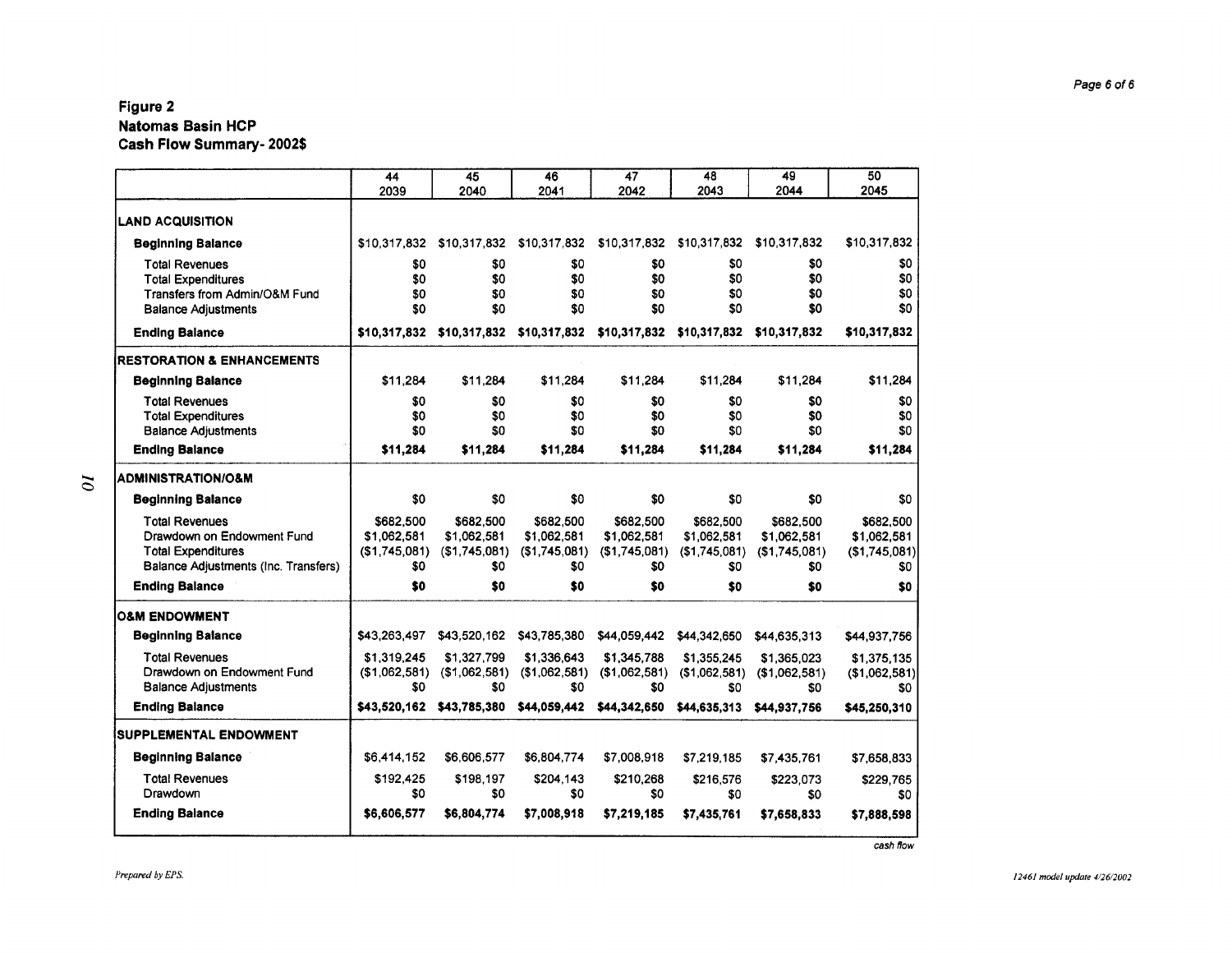## Figure 2
## Natomas Basin HCP
## Cash Flow Summary- 2002$

| | 44<br>2039 | 45<br>2040 | 46<br>2041 | 47<br>2042 | 48<br>2043 | 49<br>2044 | 50<br>2045 |
|---|---|---|---|---|---|---|---|
| **LAND ACQUISITION** | | | | | | | |
| **Beginning Balance** | $10,317,832 | $10,317,832 | $10,317,832 | $10,317,832 | $10,317,832 | $10,317,832 | $10,317,832 |
| Total Revenues | $0 | $0 | $0 | $0 | $0 | $0 | $0 |
| Total Expenditures | $0 | $0 | $0 | $0 | $0 | $0 | $0 |
| Transfers from Admin/O&M Fund | $0 | $0 | $0 | $0 | $0 | $0 | $0 |
| Balance Adjustments | $0 | $0 | $0 | $0 | $0 | $0 | $0 |
| **Ending Balance** | **$10,317,832** | **$10,317,832** | **$10,317,832** | **$10,317,832** | **$10,317,832** | **$10,317,832** | **$10,317,832** |
| **RESTORATION & ENHANCEMENTS** | | | | | | | |
| **Beginning Balance** | $11,284 | $11,284 | $11,284 | $11,284 | $11,284 | $11,284 | $11,284 |
| Total Revenues | $0 | $0 | $0 | $0 | $0 | $0 | $0 |
| Total Expenditures | $0 | $0 | $0 | $0 | $0 | $0 | $0 |
| Balance Adjustments | $0 | $0 | $0 | $0 | $0 | $0 | $0 |
| **Ending Balance** | **$11,284** | **$11,284** | **$11,284** | **$11,284** | **$11,284** | **$11,284** | **$11,284** |
| **ADMINISTRATION/O&M** | | | | | | | |
| **Beginning Balance** | $0 | $0 | $0 | $0 | $0 | $0 | $0 |
| Total Revenues | $682,500 | $682,500 | $682,500 | $682,500 | $682,500 | $682,500 | $682,500 |
| Drawdown on Endowment Fund | $1,062,581 | $1,062,581 | $1,062,581 | $1,062,581 | $1,062,581 | $1,062,581 | $1,062,581 |
| Total Expenditures | ($1,745,081) | ($1,745,081) | ($1,745,081) | ($1,745,081) | ($1,745,081) | ($1,745,081) | ($1,745,081) |
| Balance Adjustments (Inc. Transfers) | $0 | $0 | $0 | $0 | $0 | $0 | $0 |
| **Ending Balance** | **$0** | **$0** | **$0** | **$0** | **$0** | **$0** | **$0** |
| **O&M ENDOWMENT** | | | | | | | |
| **Beginning Balance** | $43,263,497 | $43,520,162 | $43,785,380 | $44,059,442 | $44,342,650 | $44,635,313 | $44,937,756 |
| Total Revenues | $1,319,245 | $1,327,799 | $1,336,643 | $1,345,788 | $1,355,245 | $1,365,023 | $1,375,135 |
| Drawdown on Endowment Fund | ($1,062,581) | ($1,062,581) | ($1,062,581) | ($1,062,581) | ($1,062,581) | ($1,062,581) | ($1,062,581) |
| Balance Adjustments | $0 | $0 | $0 | $0 | $0 | $0 | $0 |
| **Ending Balance** | **$43,520,162** | **$43,785,380** | **$44,059,442** | **$44,342,650** | **$44,635,313** | **$44,937,756** | **$45,250,310** |
| **SUPPLEMENTAL ENDOWMENT** | | | | | | | |
| **Beginning Balance** | $6,414,152 | $6,606,577 | $6,804,774 | $7,008,918 | $7,219,185 | $7,435,761 | $7,658,833 |
| Total Revenues | $192,425 | $198,197 | $204,143 | $210,268 | $216,576 | $223,073 | $229,765 |
| Drawdown | $0 | $0 | $0 | $0 | $0 | $0 | $0 |
| **Ending Balance** | **$6,606,577** | **$6,804,774** | **$7,008,918** | **$7,219,185** | **$7,435,761** | **$7,658,833** | **$7,888,598** |

*cash flow*

*Prepared by EPS.*

*12461 model update 4/26/2002*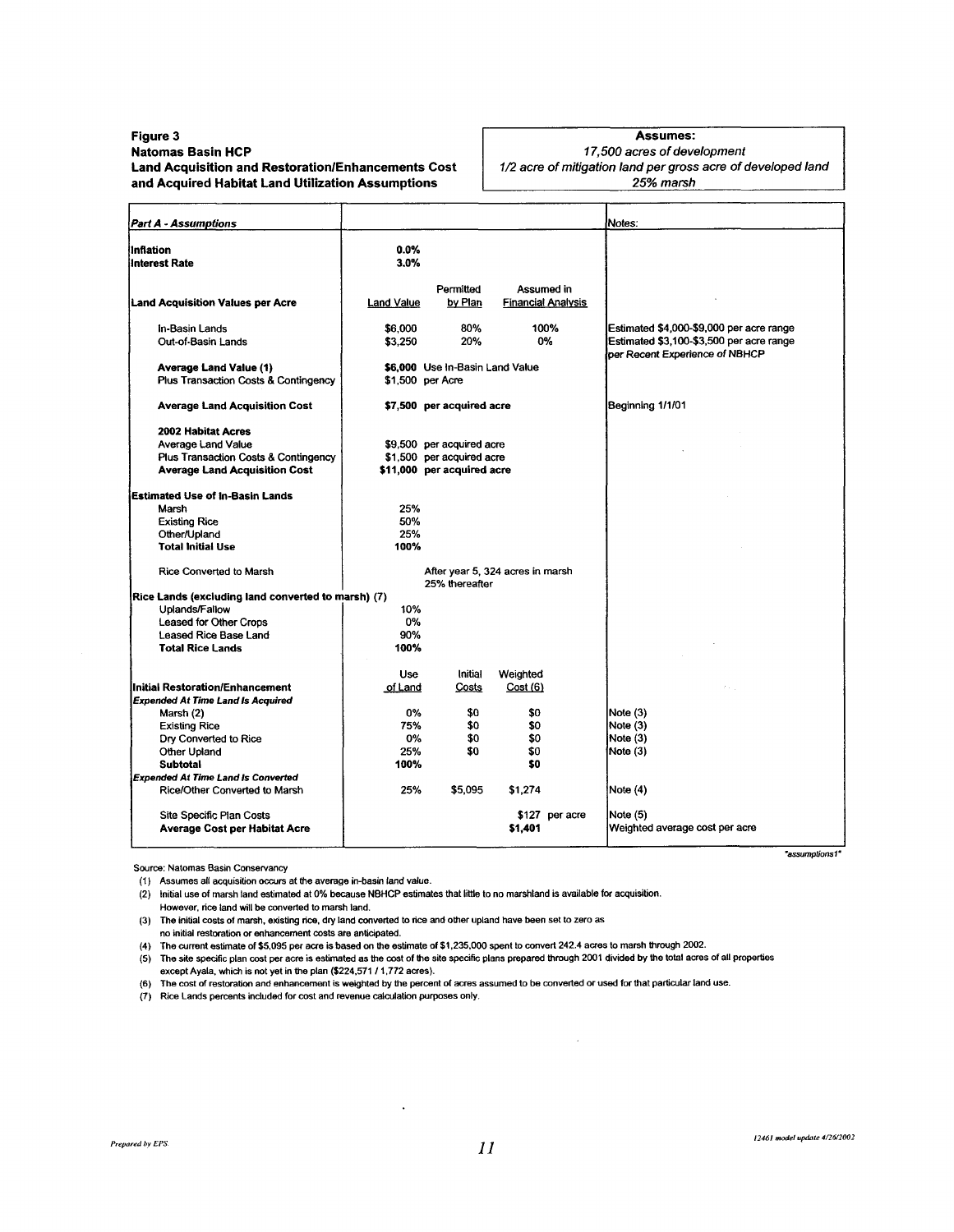**Figure 3**
**Natomas Basin HCP**
**Land Acquisition and Restoration/Enhancements Cost and Acquired Habitat Land Utilization Assumptions**

**Assumes:**
*17,500 acres of development*
*1/2 acre of mitigation land per gross acre of developed land*
*25% marsh*

| *Part A - Assumptions* | | | | Notes: |
|---|---|---|---|---|
| **Inflation** | 0.0% | | | |
| **Interest Rate** | 3.0% | | | |
| **Land Acquisition Values per Acre** | Land Value | Permitted by Plan | Assumed in Financial Analysis | |
| In-Basin Lands | $6,000 | 80% | 100% | Estimated $4,000-$9,000 per acre range |
| Out-of-Basin Lands | $3,250 | 20% | 0% | Estimated $3,100-$3,500 per acre range per Recent Experience of NBHCP |
| **Average Land Value (1)** | **$6,000** | Use In-Basin Land Value | | |
| Plus Transaction Costs & Contingency | $1,500 | per Acre | | |
| **Average Land Acquisition Cost** | **$7,500** | **per acquired acre** | | Beginning 1/1/01 |
| **2002 Habitat Acres** | | | | |
| Average Land Value | $9,500 | per acquired acre | | |
| Plus Transaction Costs & Contingency | $1,500 | per acquired acre | | |
| **Average Land Acquisition Cost** | **$11,000** | **per acquired acre** | | |
| **Estimated Use of In-Basin Lands** | | | | |
| Marsh | 25% | | | |
| Existing Rice | 50% | | | |
| Other/Upland | 25% | | | |
| **Total Initial Use** | **100%** | | | |
| Rice Converted to Marsh | | After year 5, 324 acres in marsh 25% thereafter | | |
| **Rice Lands (excluding land converted to marsh) (7)** | | | | |
| Uplands/Fallow | 10% | | | |
| Leased for Other Crops | 0% | | | |
| Leased Rice Base Land | 90% | | | |
| **Total Rice Lands** | **100%** | | | |
| **Initial Restoration/Enhancement** | Use of Land | Initial Costs | Weighted Cost (6) | |
| ***Expended At Time Land Is Acquired*** | | | | |
| Marsh (2) | 0% | $0 | $0 | Note (3) |
| Existing Rice | 75% | $0 | $0 | Note (3) |
| Dry Converted to Rice | 0% | $0 | $0 | Note (3) |
| Other Upland | 25% | $0 | $0 | Note (3) |
| **Subtotal** | **100%** | | **$0** | |
| ***Expended At Time Land Is Converted*** | | | | |
| Rice/Other Converted to Marsh | 25% | $5,095 | $1,274 | Note (4) |
| Site Specific Plan Costs | | | $127 per acre | Note (5) |
| **Average Cost per Habitat Acre** | | | **$1,401** | Weighted average cost per acre |

"assumptions1"

Source: Natomas Basin Conservancy

(1) Assumes all acquisition occurs at the average in-basin land value.
(2) Initial use of marsh land estimated at 0% because NBHCP estimates that little to no marshland is available for acquisition. However, rice land will be converted to marsh land.
(3) The initial costs of marsh, existing rice, dry land converted to rice and other upland have been set to zero as no initial restoration or enhancement costs are anticipated.
(4) The current estimate of $5,095 per acre is based on the estimate of $1,235,000 spent to convert 242.4 acres to marsh through 2002.
(5) The site specific plan cost per acre is estimated as the cost of the site specific plans prepared through 2001 divided by the total acres of all properties except Ayala, which is not yet in the plan ($224,571 / 1,772 acres).
(6) The cost of restoration and enhancement is weighted by the percent of acres assumed to be converted or used for that particular land use.
(7) Rice Lands percents included for cost and revenue calculation purposes only.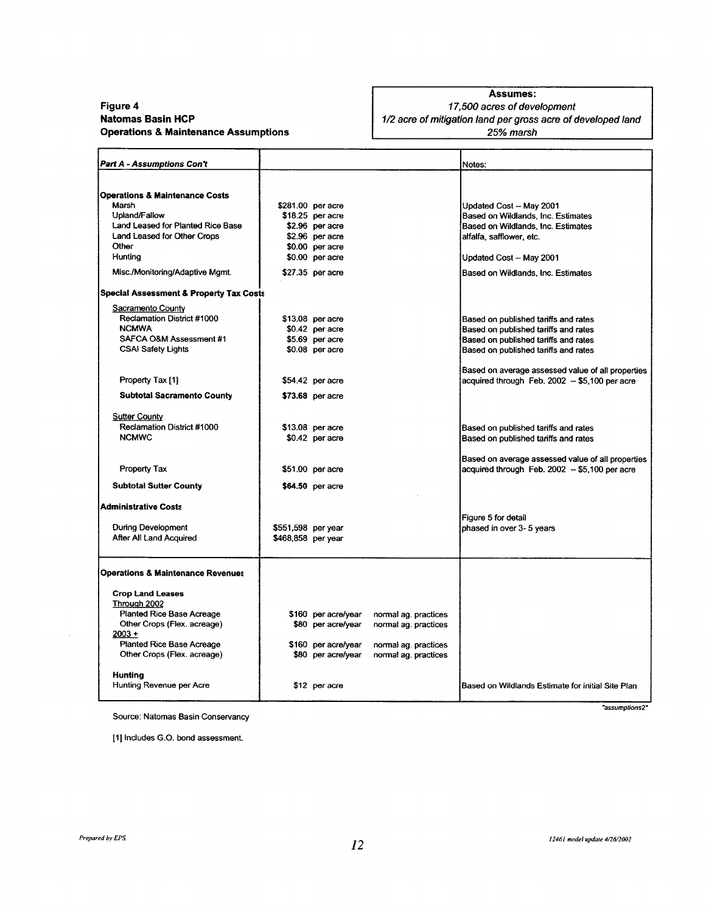**Figure 4**
**Natomas Basin HCP**
**Operations & Maintenance Assumptions**

**Assumes:**
*17,500 acres of development*
*1/2 acre of mitigation land per gross acre of developed land*
*25% marsh*

| *Part A - Assumptions Con't* | | | Notes: |
|---|---|---|---|
| **Operations & Maintenance Costs** | | | |
| Marsh | $281.00 per acre | | Updated Cost -- May 2001 |
| Upland/Fallow | $18.25 per acre | | Based on Wildlands, Inc. Estimates |
| Land Leased for Planted Rice Base | $2.96 per acre | | Based on Wildlands, Inc. Estimates |
| Land Leased for Other Crops | $2.96 per acre | | alfalfa, safflower, etc. |
| Other | $0.00 per acre | | |
| Hunting | $0.00 per acre | | Updated Cost -- May 2001 |
| Misc./Monitoring/Adaptive Mgmt. | $27.35 per acre | | Based on Wildlands, Inc. Estimates |
| **Special Assessment & Property Tax Costs** | | | |
| Sacramento County | | | |
| Reclamation District #1000 | $13.08 per acre | | Based on published tariffs and rates |
| NCMWA | $0.42 per acre | | Based on published tariffs and rates |
| SAFCA O&M Assessment #1 | $5.69 per acre | | Based on published tariffs and rates |
| CSAI Safety Lights | $0.08 per acre | | Based on published tariffs and rates |
| Property Tax [1] | $54.42 per acre | | Based on average assessed value of all properties acquired through Feb. 2002 -- $5,100 per acre |
| **Subtotal Sacramento County** | **$73.68** per acre | | |
| Sutter County | | | |
| Reclamation District #1000 | $13.08 per acre | | Based on published tariffs and rates |
| NCMWC | $0.42 per acre | | Based on published tariffs and rates |
| Property Tax | $51.00 per acre | | Based on average assessed value of all properties acquired through Feb. 2002 -- $5,100 per acre |
| **Subtotal Sutter County** | **$64.50** per acre | | |
| **Administrative Costs** | | | Figure 5 for detail |
| During Development | $551,598 per year | | phased in over 3- 5 years |
| After All Land Acquired | $468,858 per year | | |
| **Operations & Maintenance Revenues** | | | |
| **Crop Land Leases** | | | |
| Through 2002 | | | |
| Planted Rice Base Acreage | $160 per acre/year | normal ag. practices | |
| Other Crops (Flex. acreage) | $80 per acre/year | normal ag. practices | |
| 2003 + | | | |
| Planted Rice Base Acreage | $160 per acre/year | normal ag. practices | |
| Other Crops (Flex. acreage) | $80 per acre/year | normal ag. practices | |
| **Hunting** | | | |
| Hunting Revenue per Acre | $12 per acre | | Based on Wildlands Estimate for initial Site Plan |

Source: Natomas Basin Conservancy

"assumptions2"

[1] Includes G.O. bond assessment.

*Prepared by EPS.*

*12461 model update 4/26/2002*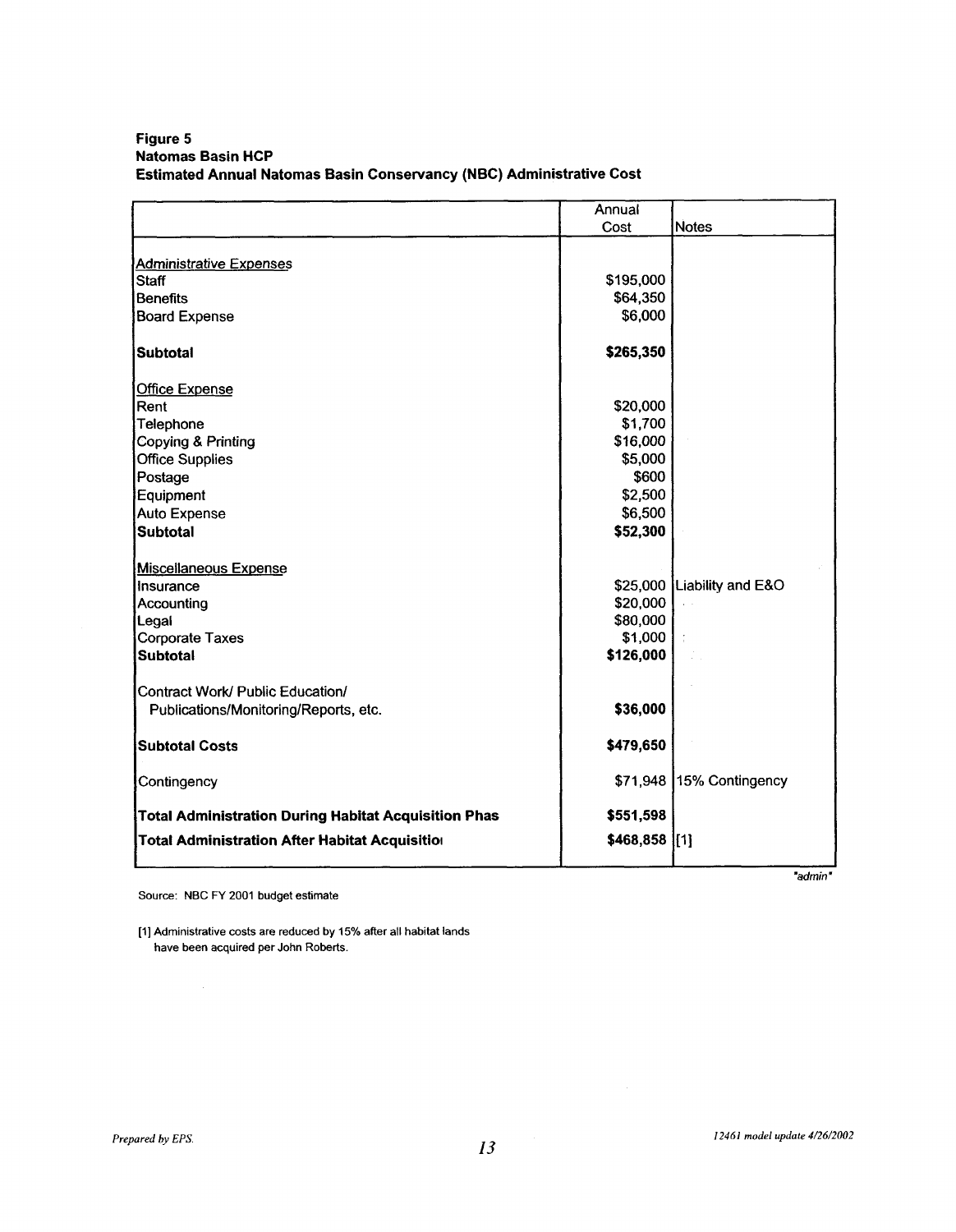**Figure 5**
**Natomas Basin HCP**
**Estimated Annual Natomas Basin Conservancy (NBC) Administrative Cost**

| | Annual Cost | Notes |
|---|---|---|
| Administrative Expenses | | |
| Staff | $195,000 | |
| Benefits | $64,350 | |
| Board Expense | $6,000 | |
| **Subtotal** | **$265,350** | |
| Office Expense | | |
| Rent | $20,000 | |
| Telephone | $1,700 | |
| Copying & Printing | $16,000 | |
| Office Supplies | $5,000 | |
| Postage | $600 | |
| Equipment | $2,500 | |
| Auto Expense | $6,500 | |
| **Subtotal** | **$52,300** | |
| Miscellaneous Expense | | |
| Insurance | $25,000 | Liability and E&O |
| Accounting | $20,000 | |
| Legal | $80,000 | |
| Corporate Taxes | $1,000 | |
| **Subtotal** | **$126,000** | |
| Contract Work/ Public Education/ Publications/Monitoring/Reports, etc. | **$36,000** | |
| **Subtotal Costs** | **$479,650** | |
| Contingency | $71,948 | 15% Contingency |
| **Total Administration During Habitat Acquisition Phas** | **$551,598** | |
| **Total Administration After Habitat Acquisitio** | **$468,858** | [1] |

"admin"

Source: NBC FY 2001 budget estimate

[1] Administrative costs are reduced by 15% after all habitat lands have been acquired per John Roberts.